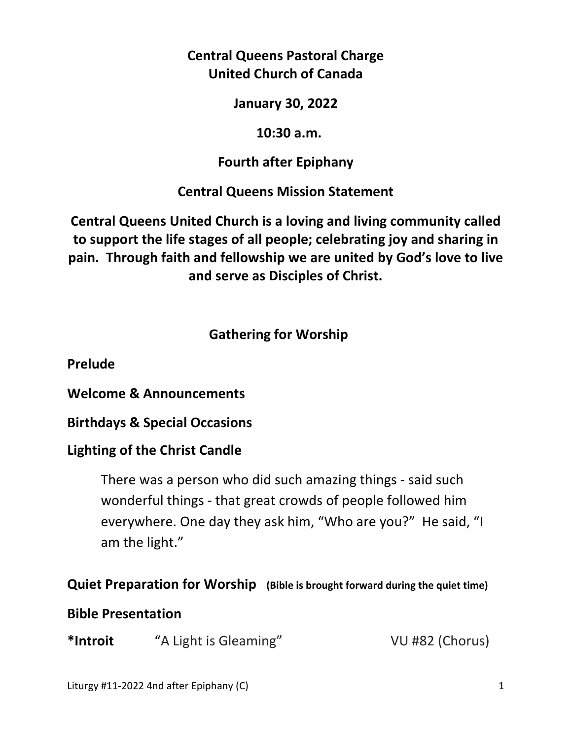**Central Queens Pastoral Charge**
**United Church of Canada**

**January 30, 2022**

**10:30 a.m.**

**Fourth after Epiphany**

**Central Queens Mission Statement**

**Central Queens United Church is a loving and living community called to support the life stages of all people; celebrating joy and sharing in pain. Through faith and fellowship we are united by God's love to live and serve as Disciples of Christ.**

## Gathering for Worship

**Prelude**

**Welcome & Announcements**

**Birthdays & Special Occasions**

**Lighting of the Christ Candle**

> There was a person who did such amazing things - said such wonderful things - that great crowds of people followed him everywhere. One day they ask him, "Who are you?" He said, "I am the light."

**Quiet Preparation for Worship** **(Bible is brought forward during the quiet time)**

**Bible Presentation**

***Introit** "A Light is Gleaming" VU #82 (Chorus)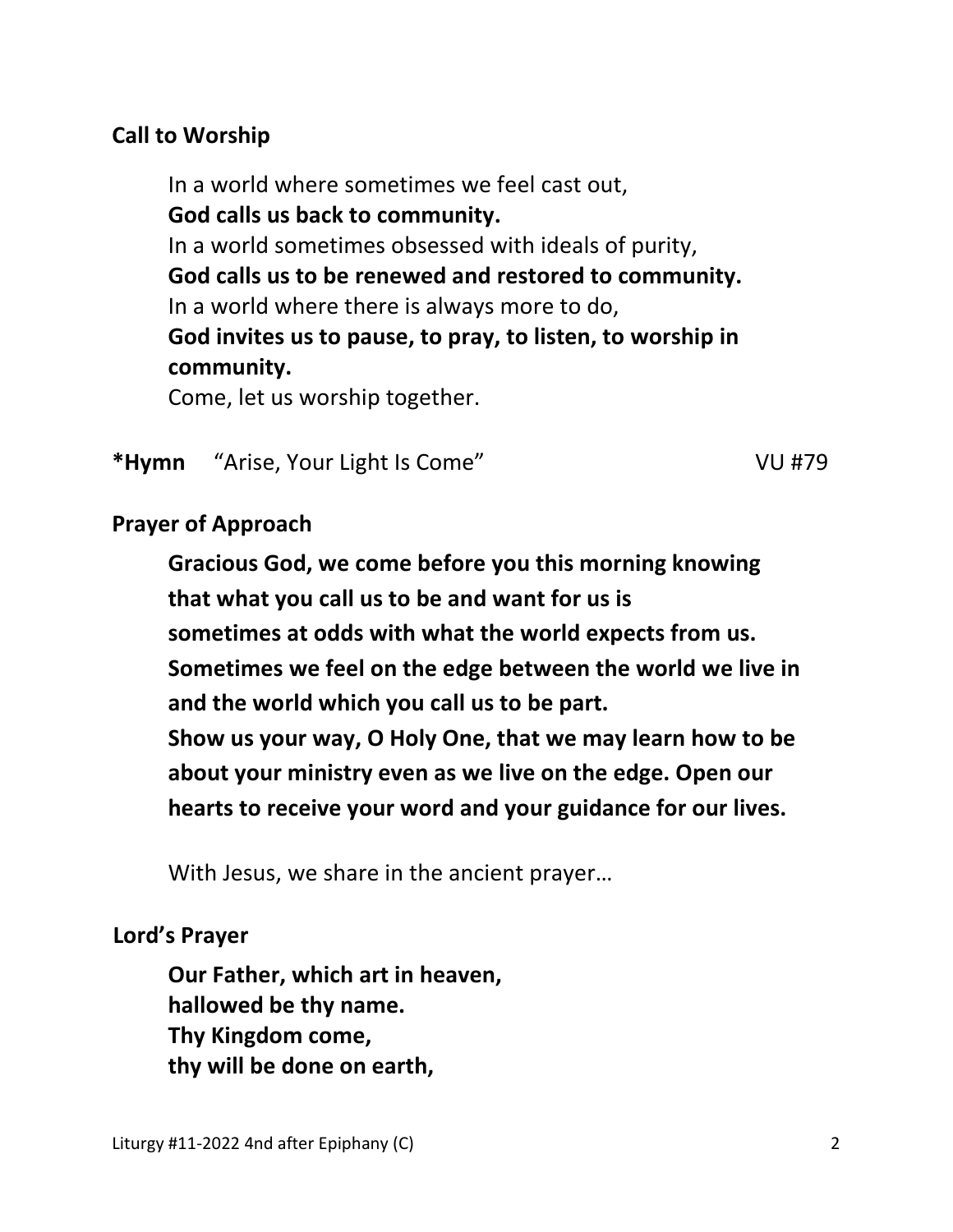**Call to Worship**

In a world where sometimes we feel cast out,
**God calls us back to community.**
In a world sometimes obsessed with ideals of purity,
**God calls us to be renewed and restored to community.**
In a world where there is always more to do,
**God invites us to pause, to pray, to listen, to worship in community.**
Come, let us worship together.

**\*Hymn** "Arise, Your Light Is Come" VU #79

**Prayer of Approach**

**Gracious God, we come before you this morning knowing that what you call us to be and want for us is sometimes at odds with what the world expects from us. Sometimes we feel on the edge between the world we live in and the world which you call us to be part. Show us your way, O Holy One, that we may learn how to be about your ministry even as we live on the edge. Open our hearts to receive your word and your guidance for our lives.**

With Jesus, we share in the ancient prayer…

**Lord's Prayer**

**Our Father, which art in heaven,**
**hallowed be thy name.**
**Thy Kingdom come,**
**thy will be done on earth,**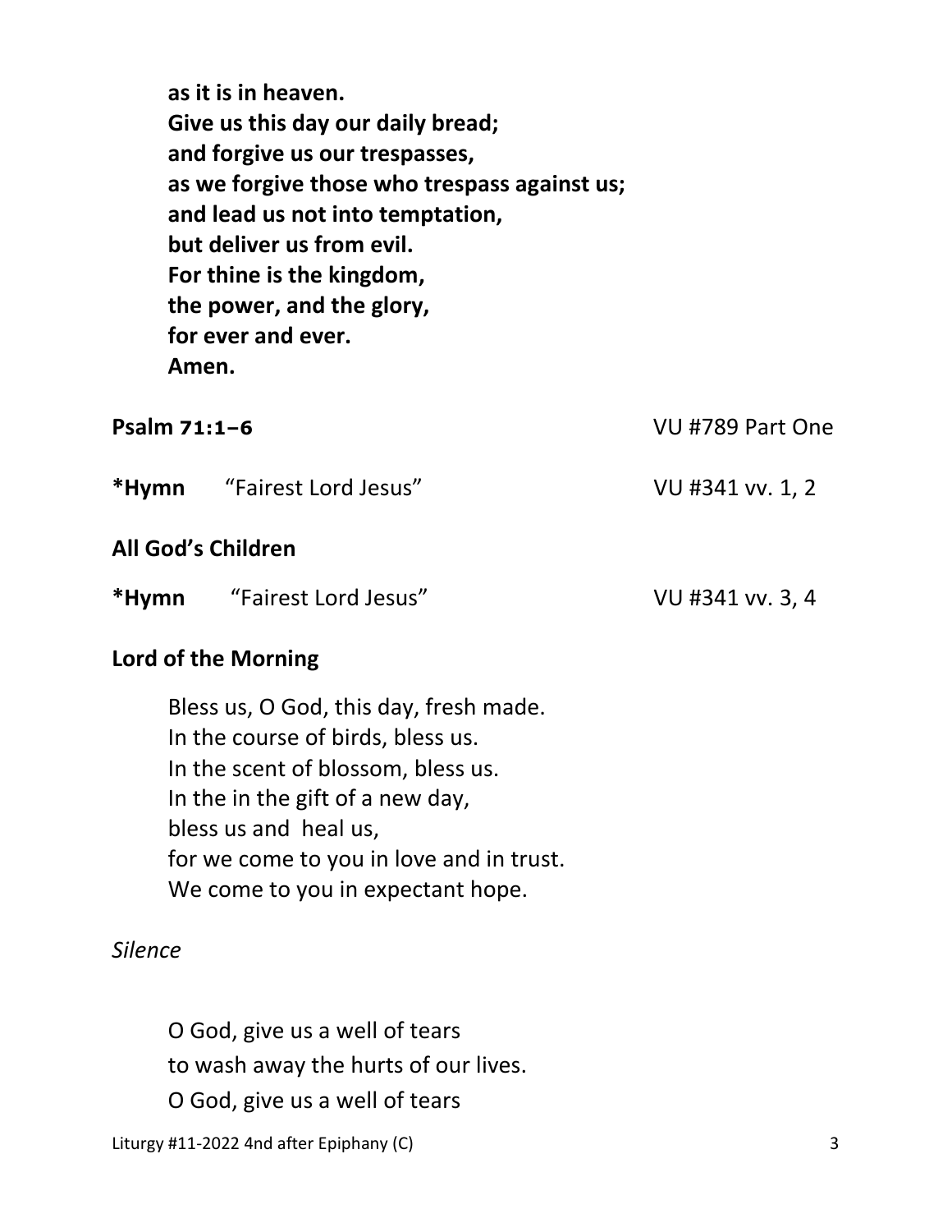**as it is in heaven.**
**Give us this day our daily bread;**
**and forgive us our trespasses,**
**as we forgive those who trespass against us;**
**and lead us not into temptation,**
**but deliver us from evil.**
**For thine is the kingdom,**
**the power, and the glory,**
**for ever and ever.**
**Amen.**

**Psalm 71:1–6** VU #789 Part One

**\*Hymn** "Fairest Lord Jesus" VU #341 vv. 1, 2

**All God's Children**

**\*Hymn** "Fairest Lord Jesus" VU #341 vv. 3, 4

**Lord of the Morning**

Bless us, O God, this day, fresh made.
In the course of birds, bless us.
In the scent of blossom, bless us.
In the in the gift of a new day,
bless us and heal us,
for we come to you in love and in trust.
We come to you in expectant hope.

*Silence*

O God, give us a well of tears
to wash away the hurts of our lives.
O God, give us a well of tears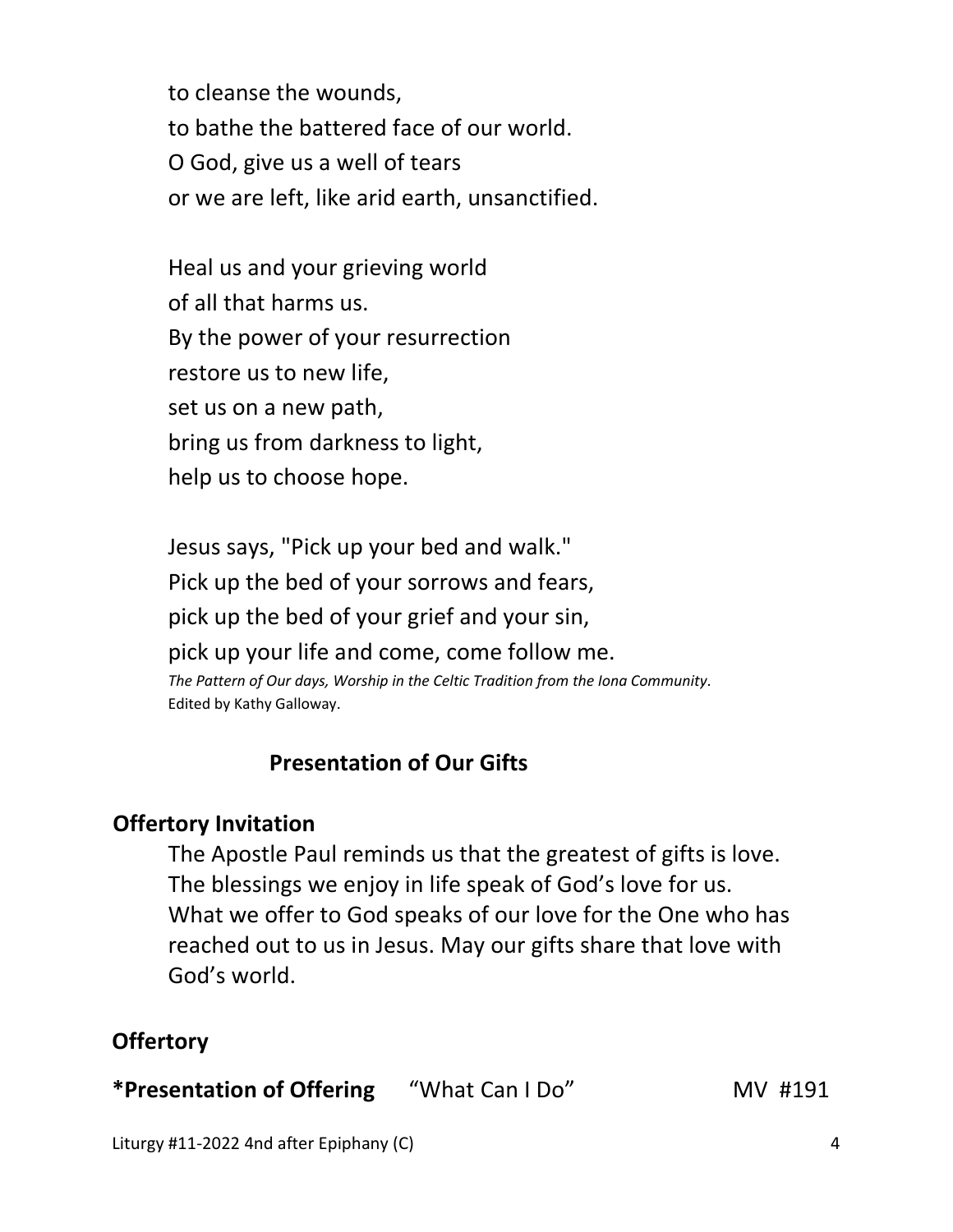to cleanse the wounds,
to bathe the battered face of our world.
O God, give us a well of tears
or we are left, like arid earth, unsanctified.

Heal us and your grieving world
of all that harms us.
By the power of your resurrection
restore us to new life,
set us on a new path,
bring us from darkness to light,
help us to choose hope.

Jesus says, "Pick up your bed and walk."
Pick up the bed of your sorrows and fears,
pick up the bed of your grief and your sin,
pick up your life and come, come follow me.
*The Pattern of Our days, Worship in the Celtic Tradition from the Iona Community*.
Edited by Kathy Galloway.

## Presentation of Our Gifts

**Offertory Invitation**

The Apostle Paul reminds us that the greatest of gifts is love. The blessings we enjoy in life speak of God's love for us. What we offer to God speaks of our love for the One who has reached out to us in Jesus. May our gifts share that love with God's world.

**Offertory**

**\*Presentation of Offering** "What Can I Do" MV #191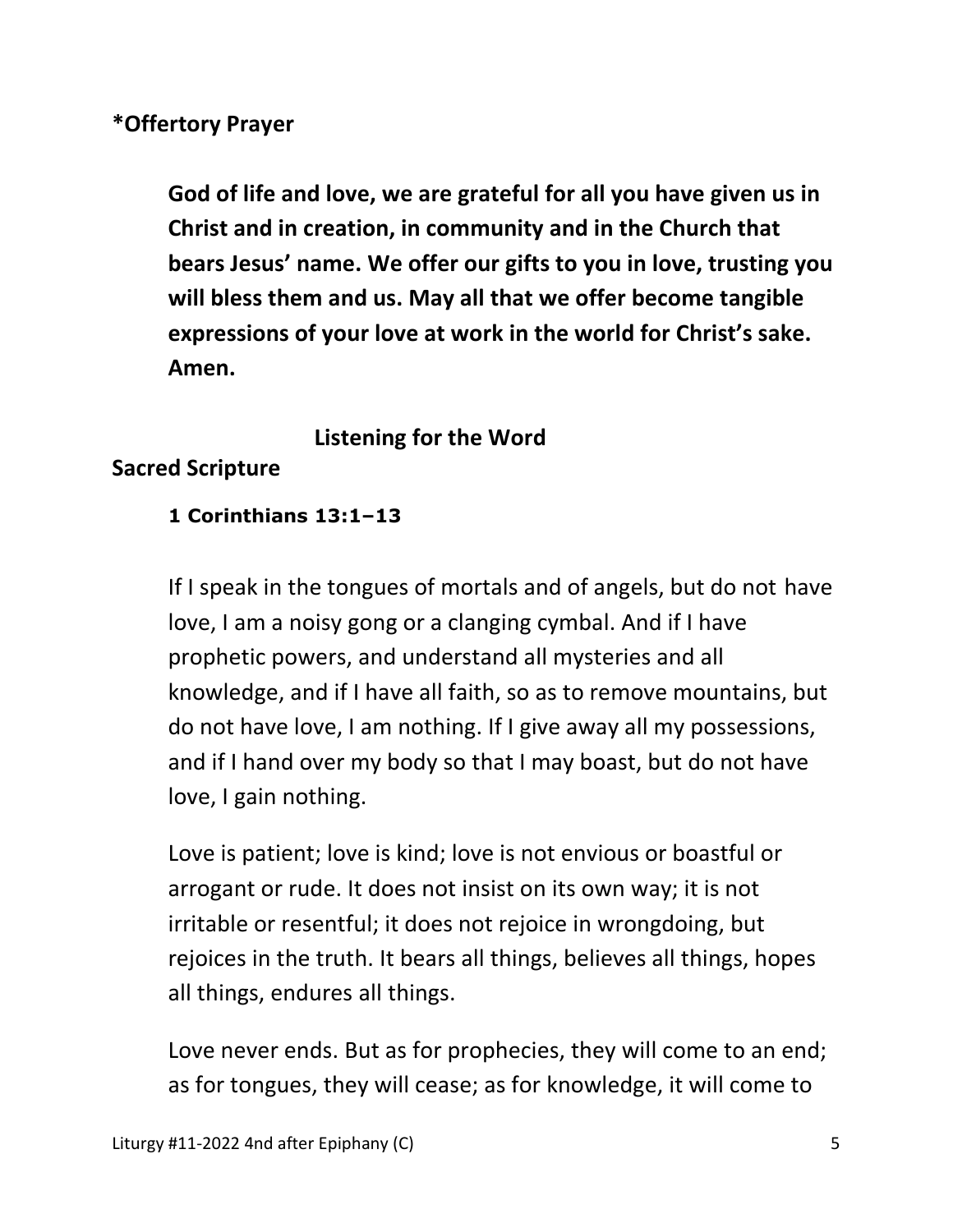**\*Offertory Prayer**

**God of life and love, we are grateful for all you have given us in Christ and in creation, in community and in the Church that bears Jesus' name. We offer our gifts to you in love, trusting you will bless them and us. May all that we offer become tangible expressions of your love at work in the world for Christ's sake. Amen.**

## Listening for the Word

**Sacred Scripture**

**1 Corinthians 13:1–13**

If I speak in the tongues of mortals and of angels, but do not have love, I am a noisy gong or a clanging cymbal. And if I have prophetic powers, and understand all mysteries and all knowledge, and if I have all faith, so as to remove mountains, but do not have love, I am nothing. If I give away all my possessions, and if I hand over my body so that I may boast, but do not have love, I gain nothing.

Love is patient; love is kind; love is not envious or boastful or arrogant or rude. It does not insist on its own way; it is not irritable or resentful; it does not rejoice in wrongdoing, but rejoices in the truth. It bears all things, believes all things, hopes all things, endures all things.

Love never ends. But as for prophecies, they will come to an end; as for tongues, they will cease; as for knowledge, it will come to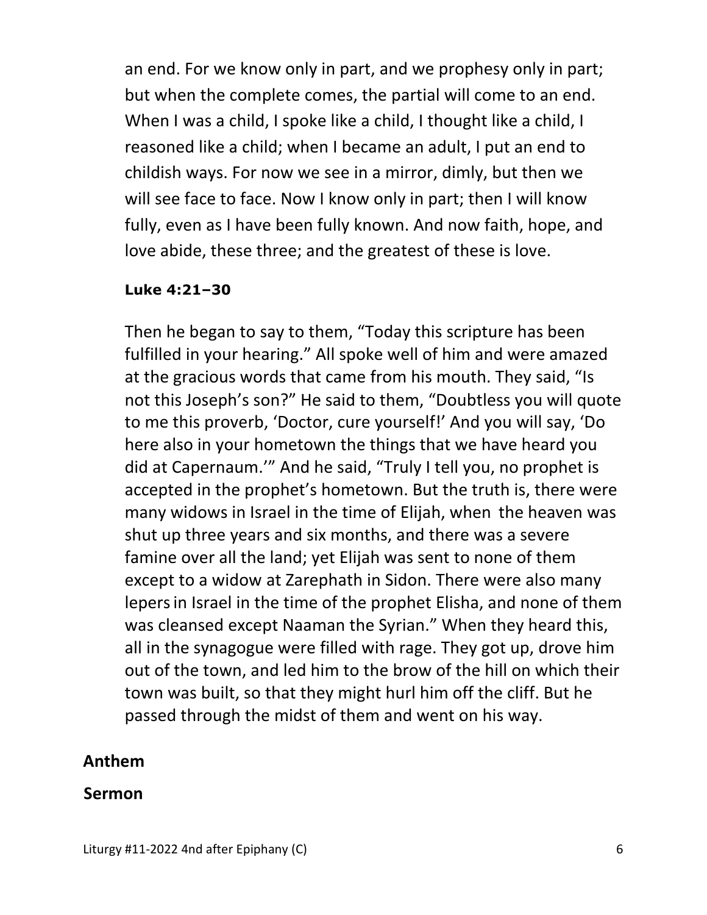an end. For we know only in part, and we prophesy only in part; but when the complete comes, the partial will come to an end. When I was a child, I spoke like a child, I thought like a child, I reasoned like a child; when I became an adult, I put an end to childish ways. For now we see in a mirror, dimly, but then we will see face to face. Now I know only in part; then I will know fully, even as I have been fully known. And now faith, hope, and love abide, these three; and the greatest of these is love.

**Luke 4:21–30**

Then he began to say to them, "Today this scripture has been fulfilled in your hearing." All spoke well of him and were amazed at the gracious words that came from his mouth. They said, "Is not this Joseph's son?" He said to them, "Doubtless you will quote to me this proverb, 'Doctor, cure yourself!' And you will say, 'Do here also in your hometown the things that we have heard you did at Capernaum.'" And he said, "Truly I tell you, no prophet is accepted in the prophet's hometown. But the truth is, there were many widows in Israel in the time of Elijah, when the heaven was shut up three years and six months, and there was a severe famine over all the land; yet Elijah was sent to none of them except to a widow at Zarephath in Sidon. There were also many lepers in Israel in the time of the prophet Elisha, and none of them was cleansed except Naaman the Syrian." When they heard this, all in the synagogue were filled with rage. They got up, drove him out of the town, and led him to the brow of the hill on which their town was built, so that they might hurl him off the cliff. But he passed through the midst of them and went on his way.

**Anthem**

**Sermon**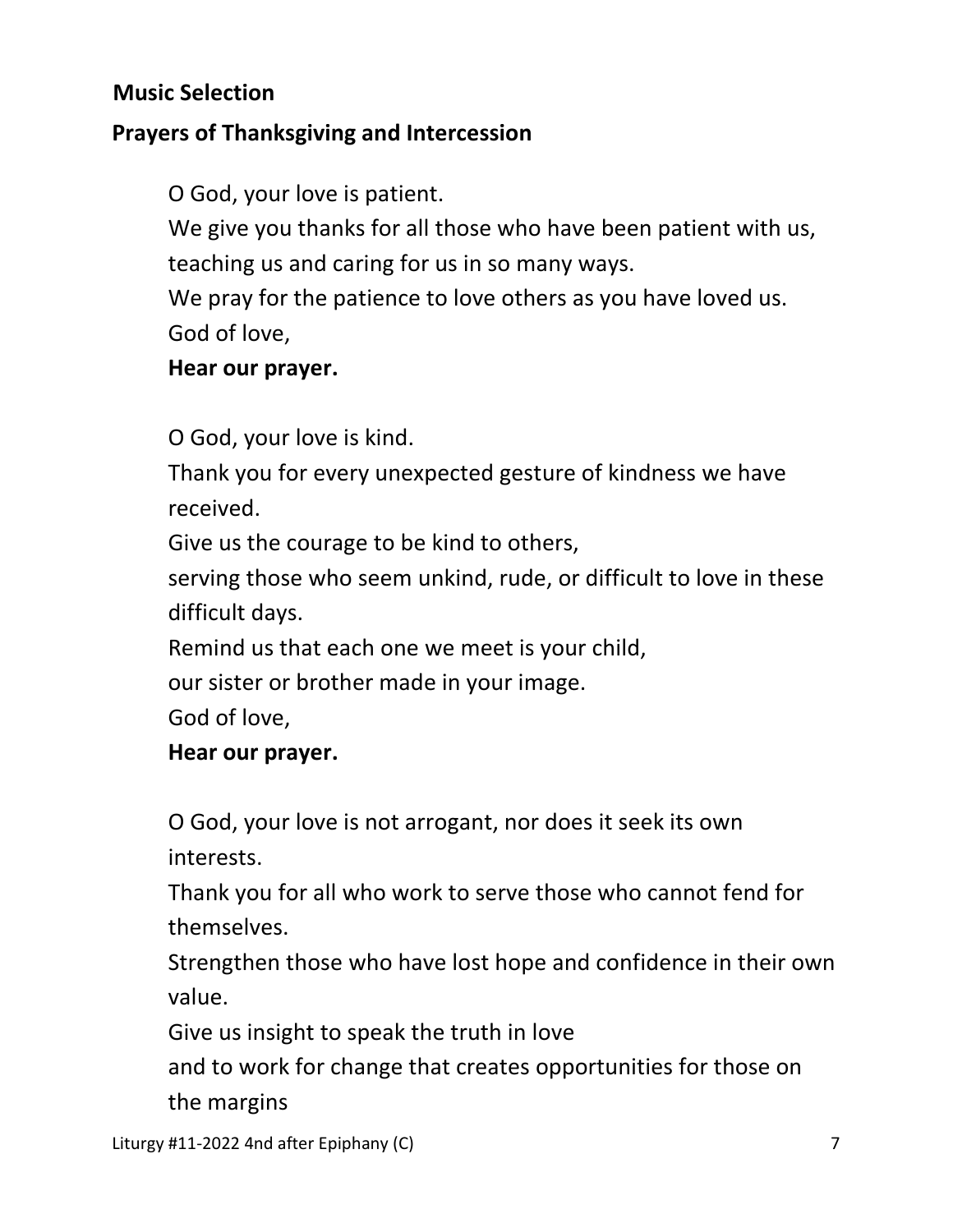**Music Selection**

**Prayers of Thanksgiving and Intercession**

O God, your love is patient.
We give you thanks for all those who have been patient with us, teaching us and caring for us in so many ways.
We pray for the patience to love others as you have loved us.
God of love,
**Hear our prayer.**

O God, your love is kind.
Thank you for every unexpected gesture of kindness we have received.
Give us the courage to be kind to others,
serving those who seem unkind, rude, or difficult to love in these difficult days.
Remind us that each one we meet is your child,
our sister or brother made in your image.
God of love,
**Hear our prayer.**

O God, your love is not arrogant, nor does it seek its own interests.
Thank you for all who work to serve those who cannot fend for themselves.
Strengthen those who have lost hope and confidence in their own value.
Give us insight to speak the truth in love
and to work for change that creates opportunities for those on the margins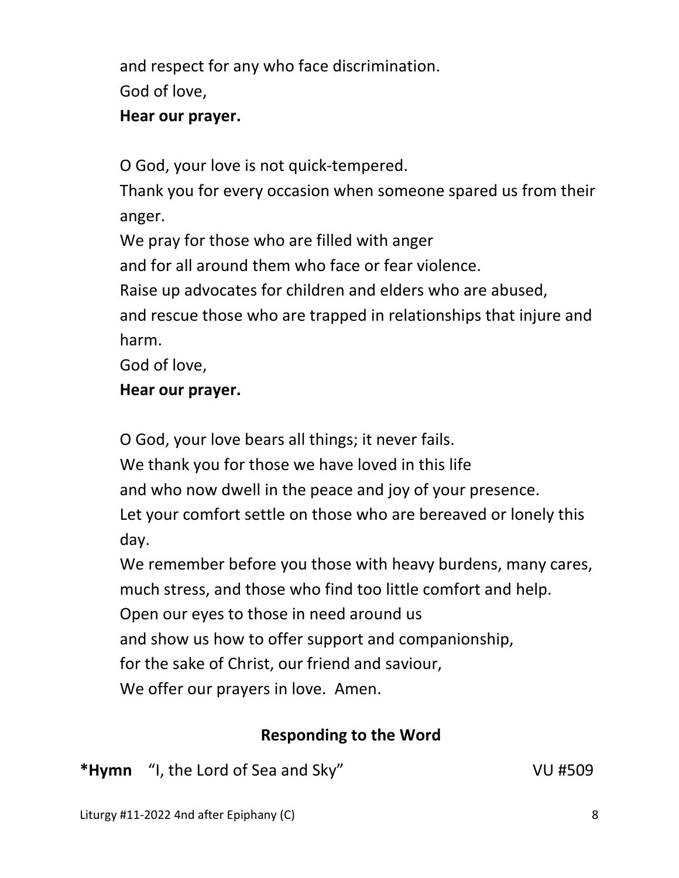and respect for any who face discrimination.
God of love,
**Hear our prayer.**

O God, your love is not quick-tempered.
Thank you for every occasion when someone spared us from their anger.
We pray for those who are filled with anger
and for all around them who face or fear violence.
Raise up advocates for children and elders who are abused,
and rescue those who are trapped in relationships that injure and harm.
God of love,
**Hear our prayer.**

O God, your love bears all things; it never fails.
We thank you for those we have loved in this life
and who now dwell in the peace and joy of your presence.
Let your comfort settle on those who are bereaved or lonely this day.
We remember before you those with heavy burdens, many cares,
much stress, and those who find too little comfort and help.
Open our eyes to those in need around us
and show us how to offer support and companionship,
for the sake of Christ, our friend and saviour,
We offer our prayers in love.  Amen.

## Responding to the Word

**\*Hymn** "I, the Lord of Sea and Sky" VU #509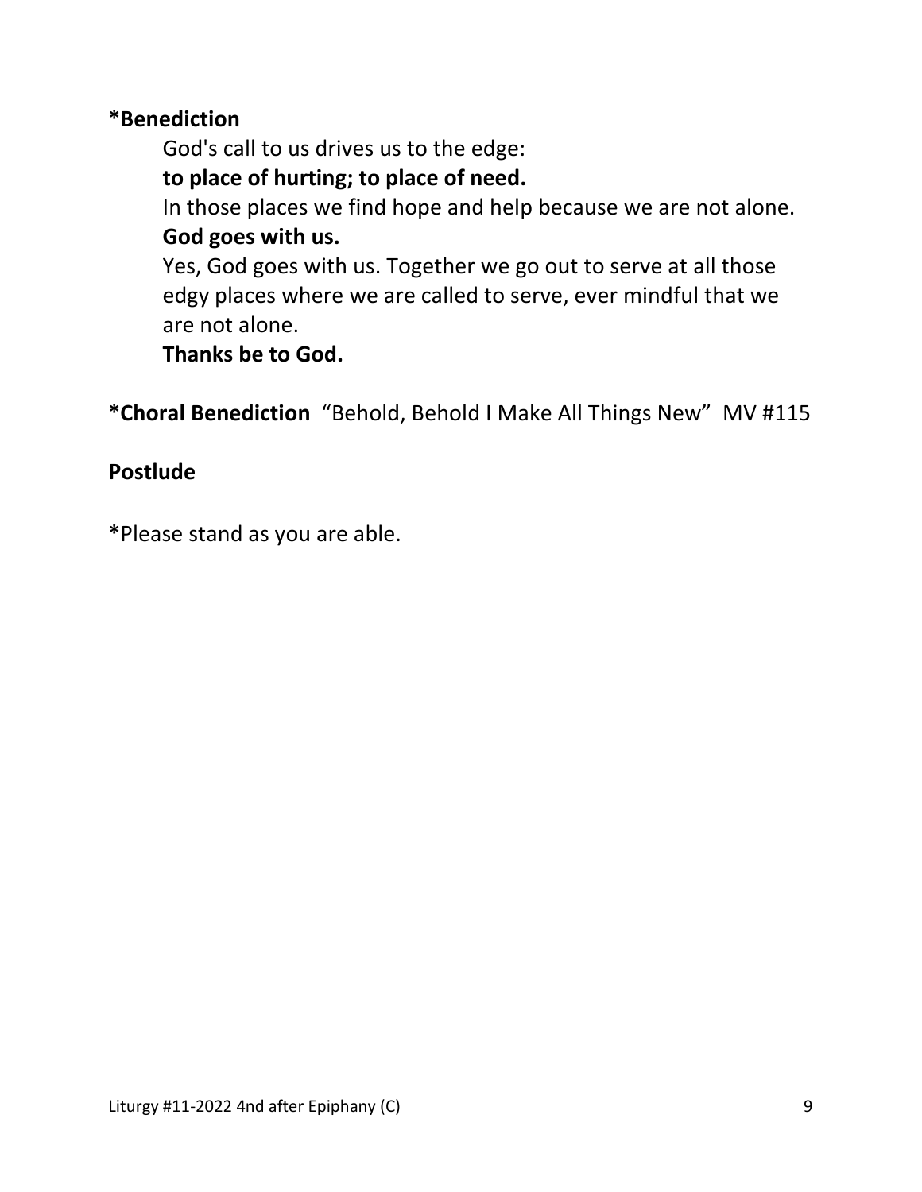**\*Benediction**

God's call to us drives us to the edge:

**to place of hurting; to place of need.**

In those places we find hope and help because we are not alone.

**God goes with us.**

Yes, God goes with us. Together we go out to serve at all those edgy places where we are called to serve, ever mindful that we are not alone.

**Thanks be to God.**

**\*Choral Benediction** "Behold, Behold I Make All Things New" MV #115

**Postlude**

**\***Please stand as you are able.